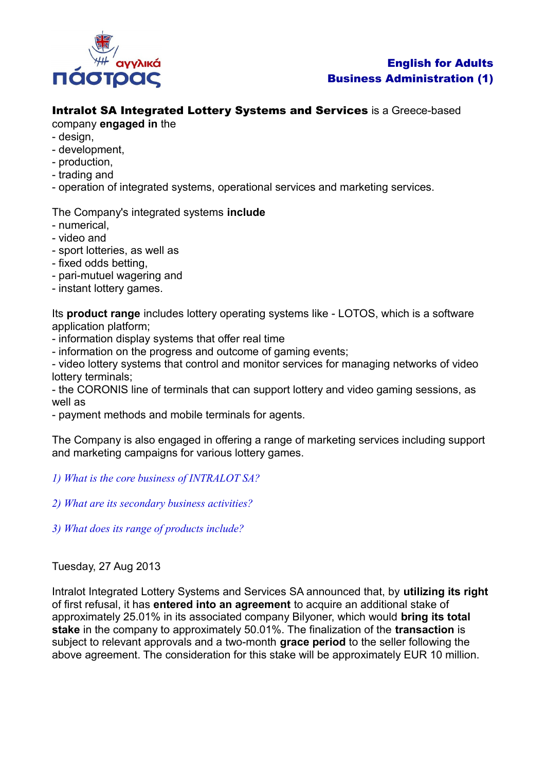**English for Adults**
**Business Administration (1)**

**Intralot SA Integrated Lottery Systems and Services** is a Greece-based company **engaged in** the
- design,
- development,
- production,
- trading and
- operation of integrated systems, operational services and marketing services.

The Company's integrated systems **include**
- numerical,
- video and
- sport lotteries, as well as
- fixed odds betting,
- pari-mutuel wagering and
- instant lottery games.

Its **product range** includes lottery operating systems like - LOTOS, which is a software application platform;
- information display systems that offer real time
- information on the progress and outcome of gaming events;
- video lottery systems that control and monitor services for managing networks of video lottery terminals;
- the CORONIS line of terminals that can support lottery and video gaming sessions, as well as
- payment methods and mobile terminals for agents.

The Company is also engaged in offering a range of marketing services including support and marketing campaigns for various lottery games.

*1) What is the core business of INTRALOT SA?*

*2) What are its secondary business activities?*

*3) What does its range of products include?*

Tuesday, 27 Aug 2013

Intralot Integrated Lottery Systems and Services SA announced that, by **utilizing its right** of first refusal, it has **entered into an agreement** to acquire an additional stake of approximately 25.01% in its associated company Bilyoner, which would **bring its total stake** in the company to approximately 50.01%. The finalization of the **transaction** is subject to relevant approvals and a two-month **grace period** to the seller following the above agreement. The consideration for this stake will be approximately EUR 10 million.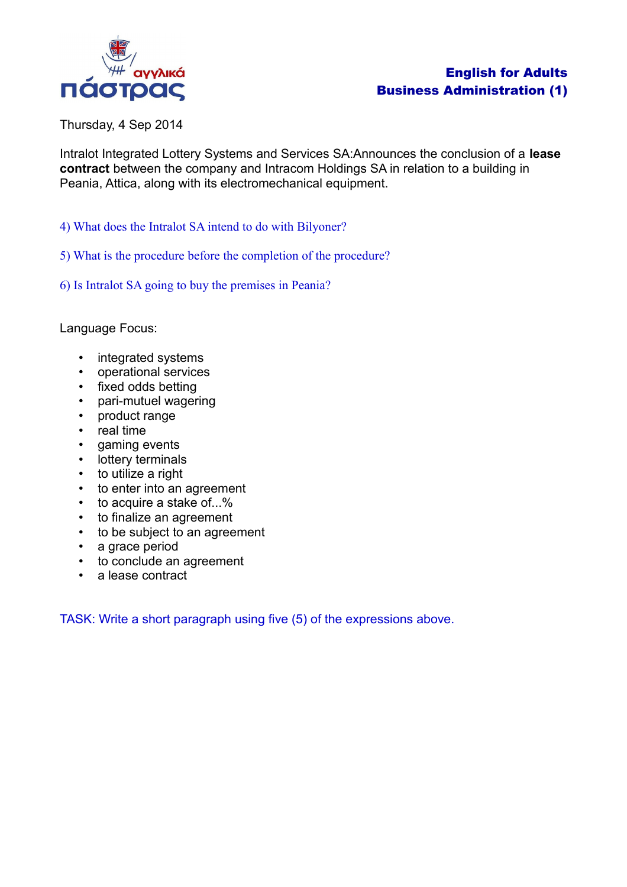Thursday, 4 Sep 2014

Intralot Integrated Lottery Systems and Services SA:Announces the conclusion of a **lease contract** between the company and Intracom Holdings SA in relation to a building in Peania, Attica, along with its electromechanical equipment.

4) What does the Intralot SA intend to do with Bilyoner?

5) What is the procedure before the completion of the procedure?

6) Is Intralot SA going to buy the premises in Peania?

Language Focus:

- integrated systems
- operational services
- fixed odds betting
- pari-mutuel wagering
- product range
- real time
- gaming events
- lottery terminals
- to utilize a right
- to enter into an agreement
- to acquire a stake of...%
- to finalize an agreement
- to be subject to an agreement
- a grace period
- to conclude an agreement
- a lease contract

TASK: Write a short paragraph using five (5) of the expressions above.